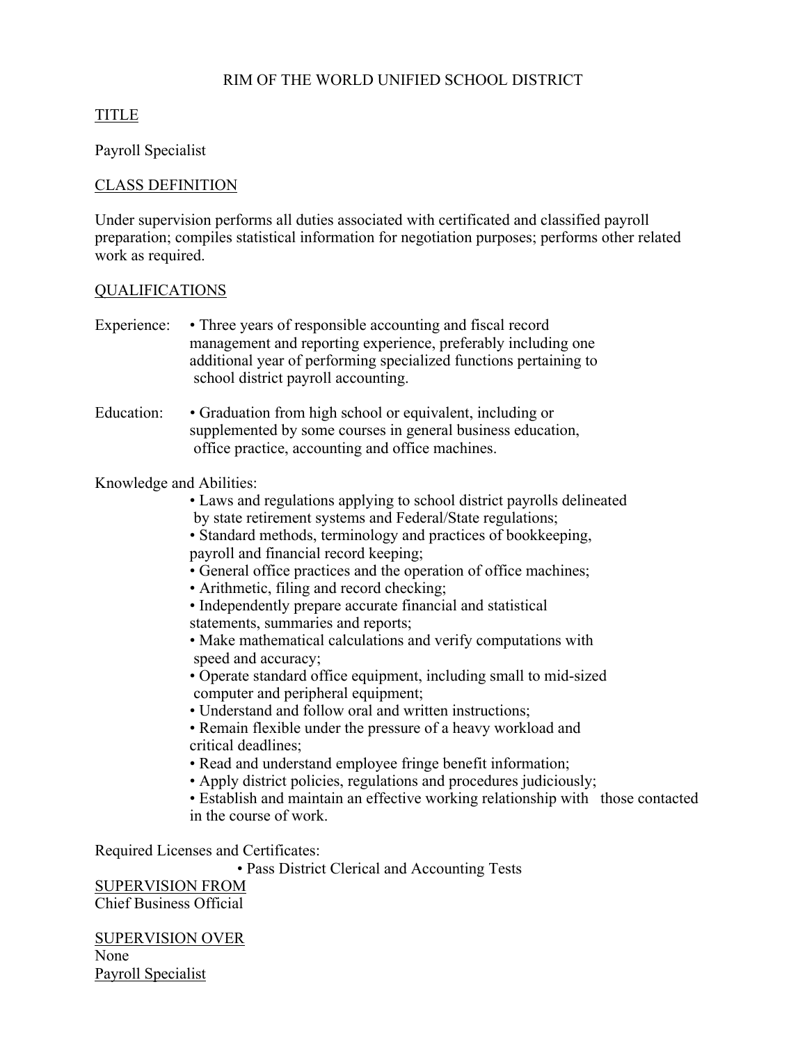# RIM OF THE WORLD UNIFIED SCHOOL DISTRICT

## TITLE

Payroll Specialist

## CLASS DEFINITION

Under supervision performs all duties associated with certificated and classified payroll preparation; compiles statistical information for negotiation purposes; performs other related work as required.

## QUALIFICATIONS

Experience:

- Three years of responsible accounting and fiscal record management and reporting experience, preferably including one additional year of performing specialized functions pertaining to school district payroll accounting.

Education:

- Graduation from high school or equivalent, including or supplemented by some courses in general business education, office practice, accounting and office machines.

Knowledge and Abilities:

- Laws and regulations applying to school district payrolls delineated by state retirement systems and Federal/State regulations;
- Standard methods, terminology and practices of bookkeeping, payroll and financial record keeping;
- General office practices and the operation of office machines;
- Arithmetic, filing and record checking;
- Independently prepare accurate financial and statistical statements, summaries and reports;
- Make mathematical calculations and verify computations with speed and accuracy;
- Operate standard office equipment, including small to mid-sized computer and peripheral equipment;
- Understand and follow oral and written instructions;
- Remain flexible under the pressure of a heavy workload and critical deadlines;
- Read and understand employee fringe benefit information;
- Apply district policies, regulations and procedures judiciously;
- Establish and maintain an effective working relationship with those contacted in the course of work.

Required Licenses and Certificates:

- Pass District Clerical and Accounting Tests

## SUPERVISION FROM

Chief Business Official

## SUPERVISION OVER

None

Payroll Specialist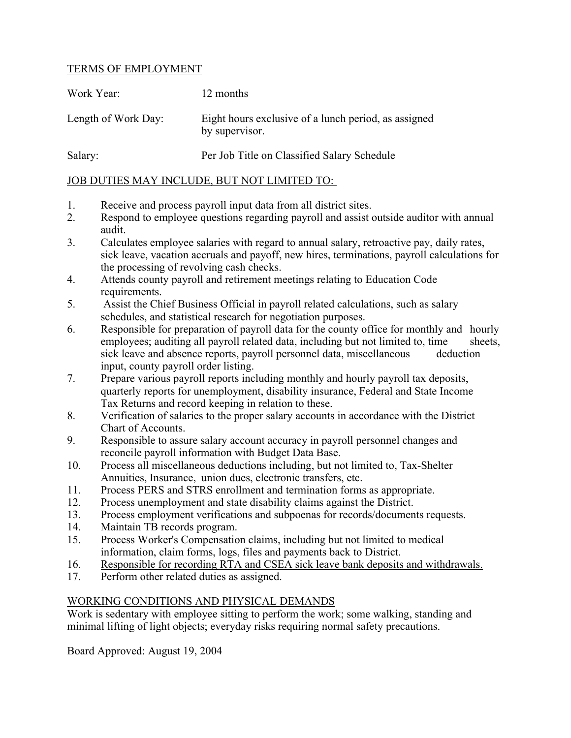TERMS OF EMPLOYMENT

| | |
|---|---|
| Work Year: | 12 months |
| Length of Work Day: | Eight hours exclusive of a lunch period, as assigned by supervisor. |
| Salary: | Per Job Title on Classified Salary Schedule |

JOB DUTIES MAY INCLUDE, BUT NOT LIMITED TO:

1. Receive and process payroll input data from all district sites.
2. Respond to employee questions regarding payroll and assist outside auditor with annual audit.
3. Calculates employee salaries with regard to annual salary, retroactive pay, daily rates, sick leave, vacation accruals and payoff, new hires, terminations, payroll calculations for the processing of revolving cash checks.
4. Attends county payroll and retirement meetings relating to Education Code requirements.
5. Assist the Chief Business Official in payroll related calculations, such as salary schedules, and statistical research for negotiation purposes.
6. Responsible for preparation of payroll data for the county office for monthly and hourly employees; auditing all payroll related data, including but not limited to, time sheets, sick leave and absence reports, payroll personnel data, miscellaneous deduction input, county payroll order listing.
7. Prepare various payroll reports including monthly and hourly payroll tax deposits, quarterly reports for unemployment, disability insurance, Federal and State Income Tax Returns and record keeping in relation to these.
8. Verification of salaries to the proper salary accounts in accordance with the District Chart of Accounts.
9. Responsible to assure salary account accuracy in payroll personnel changes and reconcile payroll information with Budget Data Base.
10. Process all miscellaneous deductions including, but not limited to, Tax-Shelter Annuities, Insurance, union dues, electronic transfers, etc.
11. Process PERS and STRS enrollment and termination forms as appropriate.
12. Process unemployment and state disability claims against the District.
13. Process employment verifications and subpoenas for records/documents requests.
14. Maintain TB records program.
15. Process Worker's Compensation claims, including but not limited to medical information, claim forms, logs, files and payments back to District.
16. Responsible for recording RTA and CSEA sick leave bank deposits and withdrawals.
17. Perform other related duties as assigned.

WORKING CONDITIONS AND PHYSICAL DEMANDS

Work is sedentary with employee sitting to perform the work; some walking, standing and minimal lifting of light objects; everyday risks requiring normal safety precautions.

Board Approved: August 19, 2004